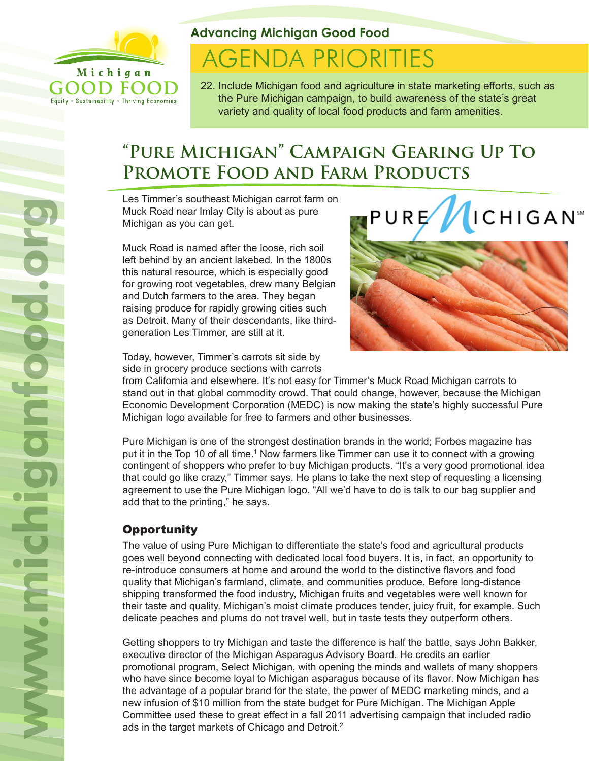Michigan GOOD FOOD

Equity • Sustainability • Thriving Economies

**Advancing Michigan Good Food**

# AGENDA PRIORITIES

22. Include Michigan food and agriculture in state marketing efforts, such as the Pure Michigan campaign, to build awareness of the state's great variety and quality of local food products and farm amenities.

## "Pure Michigan" Campaign Gearing Up To Promote Food and Farm Products

Les Timmer's southeast Michigan carrot farm on Muck Road near Imlay City is about as pure Michigan as you can get.

Muck Road is named after the loose, rich soil left behind by an ancient lakebed. In the 1800s this natural resource, which is especially good for growing root vegetables, drew many Belgian and Dutch farmers to the area. They began raising produce for rapidly growing cities such as Detroit. Many of their descendants, like third-generation Les Timmer, are still at it.

Today, however, Timmer's carrots sit side by side in grocery produce sections with carrots from California and elsewhere. It's not easy for Timmer's Muck Road Michigan carrots to stand out in that global commodity crowd. That could change, however, because the Michigan Economic Development Corporation (MEDC) is now making the state's highly successful Pure Michigan logo available for free to farmers and other businesses.

Pure Michigan is one of the strongest destination brands in the world; Forbes magazine has put it in the Top 10 of all time.[1] Now farmers like Timmer can use it to connect with a growing contingent of shoppers who prefer to buy Michigan products. "It's a very good promotional idea that could go like crazy," Timmer says. He plans to take the next step of requesting a licensing agreement to use the Pure Michigan logo. "All we'd have to do is talk to our bag supplier and add that to the printing," he says.

### Opportunity

The value of using Pure Michigan to differentiate the state's food and agricultural products goes well beyond connecting with dedicated local food buyers. It is, in fact, an opportunity to re-introduce consumers at home and around the world to the distinctive flavors and food quality that Michigan's farmland, climate, and communities produce. Before long-distance shipping transformed the food industry, Michigan fruits and vegetables were well known for their taste and quality. Michigan's moist climate produces tender, juicy fruit, for example. Such delicate peaches and plums do not travel well, but in taste tests they outperform others.

Getting shoppers to try Michigan and taste the difference is half the battle, says John Bakker, executive director of the Michigan Asparagus Advisory Board. He credits an earlier promotional program, Select Michigan, with opening the minds and wallets of many shoppers who have since become loyal to Michigan asparagus because of its flavor. Now Michigan has the advantage of a popular brand for the state, the power of MEDC marketing minds, and a new infusion of $10 million from the state budget for Pure Michigan. The Michigan Apple Committee used these to great effect in a fall 2011 advertising campaign that included radio ads in the target markets of Chicago and Detroit.[2]

www.michiganfood.org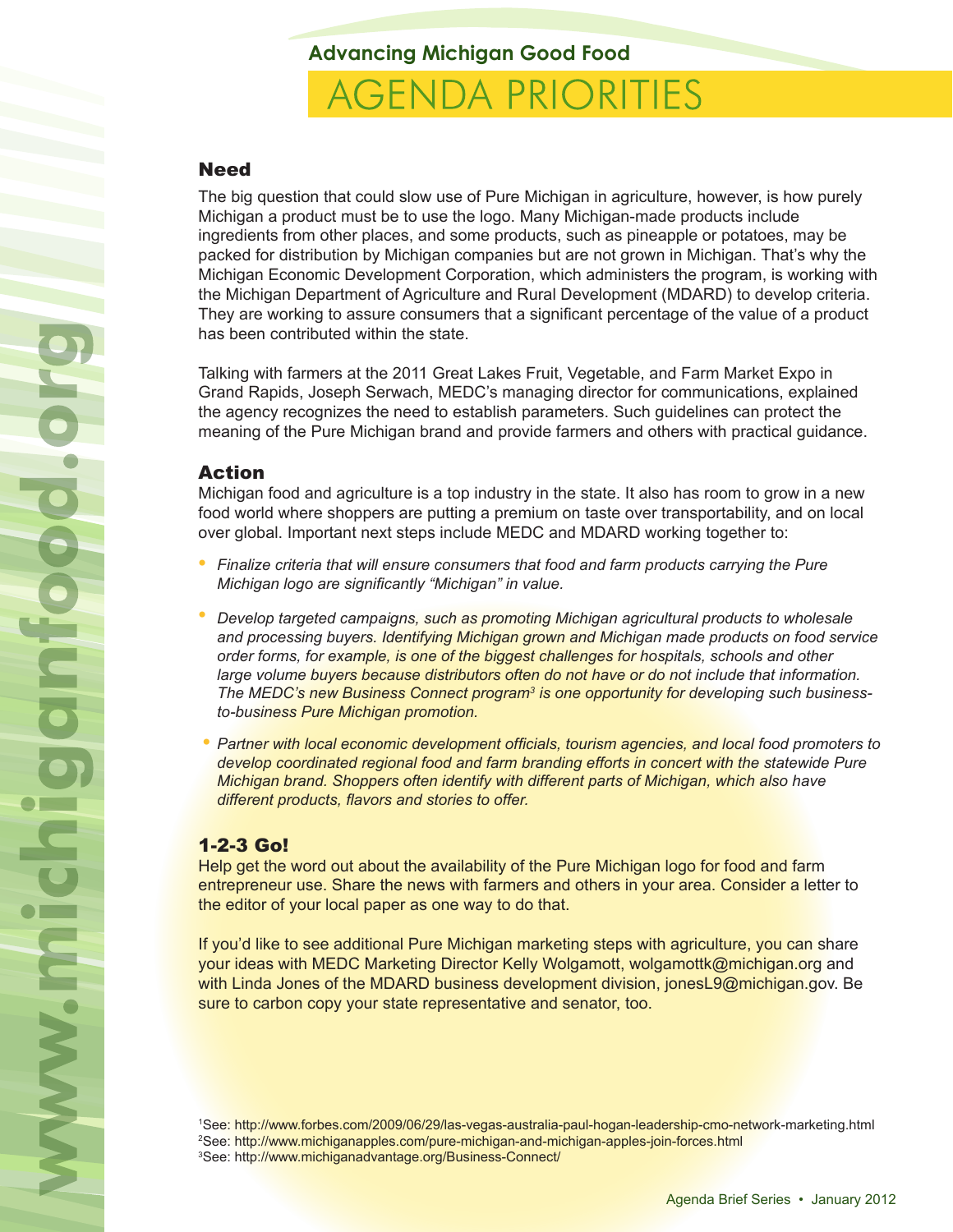## Advancing Michigan Good Food

# AGENDA PRIORITIES

### Need

The big question that could slow use of Pure Michigan in agriculture, however, is how purely Michigan a product must be to use the logo. Many Michigan-made products include ingredients from other places, and some products, such as pineapple or potatoes, may be packed for distribution by Michigan companies but are not grown in Michigan. That's why the Michigan Economic Development Corporation, which administers the program, is working with the Michigan Department of Agriculture and Rural Development (MDARD) to develop criteria. They are working to assure consumers that a significant percentage of the value of a product has been contributed within the state.

Talking with farmers at the 2011 Great Lakes Fruit, Vegetable, and Farm Market Expo in Grand Rapids, Joseph Serwach, MEDC's managing director for communications, explained the agency recognizes the need to establish parameters. Such guidelines can protect the meaning of the Pure Michigan brand and provide farmers and others with practical guidance.

### Action

Michigan food and agriculture is a top industry in the state. It also has room to grow in a new food world where shoppers are putting a premium on taste over transportability, and on local over global. Important next steps include MEDC and MDARD working together to:

- *Finalize criteria that will ensure consumers that food and farm products carrying the Pure Michigan logo are significantly "Michigan" in value.*
- *Develop targeted campaigns, such as promoting Michigan agricultural products to wholesale and processing buyers. Identifying Michigan grown and Michigan made products on food service order forms, for example, is one of the biggest challenges for hospitals, schools and other large volume buyers because distributors often do not have or do not include that information. The MEDC's new Business Connect program[3] is one opportunity for developing such business-to-business Pure Michigan promotion.*
- *Partner with local economic development officials, tourism agencies, and local food promoters to develop coordinated regional food and farm branding efforts in concert with the statewide Pure Michigan brand. Shoppers often identify with different parts of Michigan, which also have different products, flavors and stories to offer.*

### 1-2-3 Go!

Help get the word out about the availability of the Pure Michigan logo for food and farm entrepreneur use. Share the news with farmers and others in your area. Consider a letter to the editor of your local paper as one way to do that.

If you'd like to see additional Pure Michigan marketing steps with agriculture, you can share your ideas with MEDC Marketing Director Kelly Wolgamott, wolgamottk@michigan.org and with Linda Jones of the MDARD business development division, jonesL9@michigan.gov. Be sure to carbon copy your state representative and senator, too.

[1]See: http://www.forbes.com/2009/06/29/las-vegas-australia-paul-hogan-leadership-cmo-network-marketing.html
[2]See: http://www.michiganapples.com/pure-michigan-and-michigan-apples-join-forces.html
[3]See: http://www.michiganadvantage.org/Business-Connect/